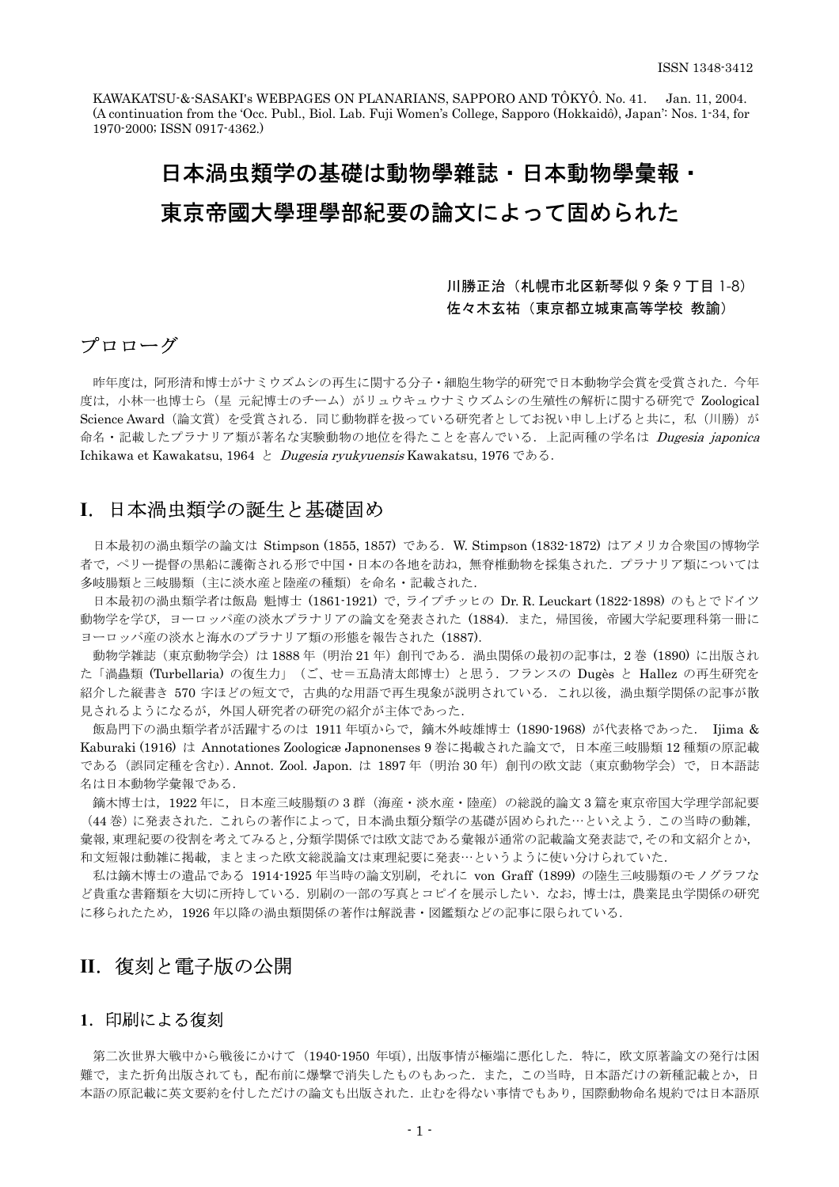ISSN 1348-3412

KAWAKATSU-&-SASAKI's WEBPAGES ON PLANARIANS, SAPPORO AND TÔKYÔ. No. 41. Jan. 11, 2004.
(A continuation from the 'Occ. Publ., Biol. Lab. Fuji Women's College, Sapporo (Hokkaidô), Japan': Nos. 1-34, for 1970-2000; ISSN 0917-4362.)

# 日本渦虫類学の基礎は動物學雜誌・日本動物學彙報・東京帝國大學理學部紀要の論文によって固められた

川勝正治（札幌市北区新琴似９条９丁目 1-8）
佐々木玄祐（東京都立城東高等学校 教諭）

## プロローグ

昨年度は，阿形清和博士がナミウズムシの再生に関する分子・細胞生物学的研究で日本動物学会賞を受賞された．今年度は，小林一也博士ら（星 元紀博士のチーム）がリュウキュウナミウズムシの生殖性の解析に関する研究で Zoological Science Award（論文賞）を受賞される．同じ動物群を扱っている研究者としてお祝い申し上げると共に，私（川勝）が命名・記載したプラナリア類が著名な実験動物の地位を得たことを喜んでいる．上記両種の学名は *Dugesia japonica* Ichikawa et Kawakatsu, 1964 と *Dugesia ryukyuensis* Kawakatsu, 1976 である．

## I．日本渦虫類学の誕生と基礎固め

日本最初の渦虫類学の論文は Stimpson (1855, 1857) である．W. Stimpson (1832-1872) はアメリカ合衆国の博物学者で，ペリー提督の黒船に護衛される形で中国・日本の各地を訪ね，無脊椎動物を採集された．プラナリア類については多岐腸類と三岐腸類（主に淡水産と陸産の種類）を命名・記載された．

日本最初の渦虫類学者は飯島 魁博士 (1861-1921) で，ライプチッヒの Dr. R. Leuckart (1822-1898) のもとでドイツ動物学を学び，ヨーロッパ産の淡水プラナリアの論文を発表された (1884)．また，帰国後，帝國大學紀要理科第一冊にヨーロッパ産の淡水と海水のプラナリア類の形態を報告された (1887)．

動物学雑誌（東京動物学会）は 1888 年（明治 21 年）創刊である．渦虫関係の最初の記事は，2 巻 (1890) に出版された「渦蟲類 (Turbellaria) の復生力」（ご、せ＝五島清太郎博士）と思う．フランスの Dugès と Hallez の再生研究を紹介した縦書き 570 字ほどの短文で，古典的な用語で再生現象が説明されている．これ以後，渦虫類学関係の記事が散見されるようになるが，外国人研究者の研究の紹介が主体であった．

飯島門下の渦虫類学者が活躍するのは 1911 年頃からで，鏑木外岐雄博士 (1890-1968) が代表格であった． Ijima & Kaburaki (1916) は Annotationes Zoologicæ Japnonenses 9 巻に掲載された論文で，日本産三岐腸類 12 種類の原記載である（誤同定種を含む）. Annot. Zool. Japon. は 1897 年（明治 30 年）創刊の欧文誌（東京動物学会）で，日本語誌名は日本動物学彙報である．

鏑木博士は，1922 年に，日本産三岐腸類の 3 群（海産・淡水産・陸産）の総説的論文 3 篇を東京帝国大学理学部紀要（44 巻）に発表された．これらの著作によって，日本渦虫類分類学の基礎が固められた…といえよう．この当時の動雑，彙報，東理紀要の役割を考えてみると，分類学関係では欧文誌である彙報が通常の記載論文発表誌で，その和文紹介とか，和文短報は動雑に掲載，まとまった欧文総説論文は東理紀要に発表…というように使い分けられていた．

私は鏑木博士の遺品である 1914-1925 年当時の論文別刷，それに von Graff (1899) の陸生三岐腸類のモノグラフなど貴重な書籍類を大切に所持している．別刷の一部の写真とコピイを展示したい．なお，博士は，農業昆虫学関係の研究に移られたため，1926 年以降の渦虫類関係の著作は解説書・図鑑類などの記事に限られている．

## II．復刻と電子版の公開

### 1．印刷による復刻

第二次世界大戦中から戦後にかけて（1940-1950 年頃），出版事情が極端に悪化した．特に，欧文原著論文の発行は困難で，また折角出版されても，配布前に爆撃で消失したものもあった．また，この当時，日本語だけの新種記載とか，日本語の原記載に英文要約を付しただけの論文も出版された．止むを得ない事情でもあり，国際動物命名規約では日本語原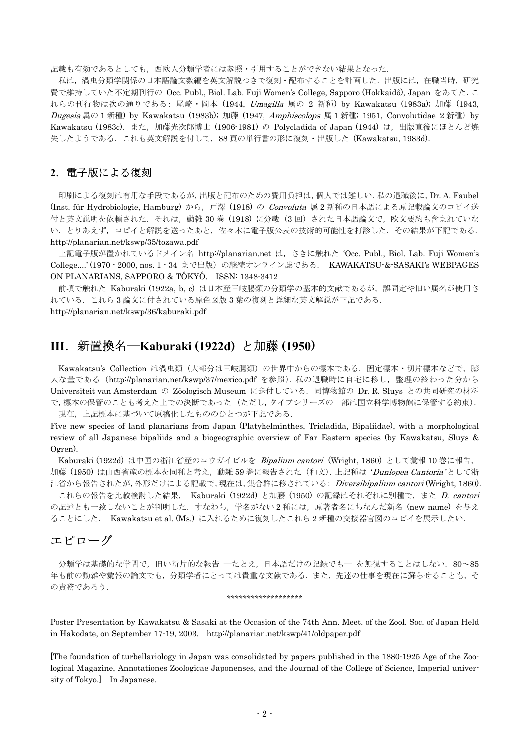記載も有効であるとしても，西欧人分類学者には参照・引用することができない結果となった．

私は，渦虫分類学関係の日本語論文数編を英文解説つきで復刻・配布することを計画した．出版には，在職当時，研究費で維持していた不定期刊行の Occ. Publ., Biol. Lab. Fuji Women's College, Sapporo (Hokkaidô), Japan をあてた．これらの刊行物は次の通りである：尾崎・岡本（1944, *Umagilla* 属の 2 新種）by Kawakatsu (1983a)；加藤（1943, *Dugesia* 属の 1 新種）by Kawakatsu (1983b)；加藤（1947, *Amphiscolops* 属 1 新種；1951, Convolutidae 2 新種）by Kawakatsu (1983c)．また，加藤光次郎博士（1906-1981）の Polycladida of Japan (1944) は，出版直後にほとんど焼失したようである．これも英文解説を付して，88 頁の単行書の形に復刻・出版した (Kawakatsu, 1983d)．

## 2．電子版による復刻

印刷による復刻は有用な手段であるが，出版と配布のための費用負担は，個人では難しい．私の退職後に，Dr. A. Faubel (Inst. für Hydrobiologie, Hamburg) から，戸澤（1918）の *Convoluta* 属 2 新種の日本語による原記載論文のコピイ送付と英文説明を依頼された．それは，動雑 30 巻（1918）に分載（3 回）された日本語論文で，欧文要約も含まれていない．とりあえず，コピイと解説を送ったあと，佐々木に電子版公表の技術的可能性を打診した．その結果が下記である．
http://planarian.net/kswp/35/tozawa.pdf

上記電子版が置かれているドメイン名 http://planarian.net は，さきに触れた 'Occ. Publ., Biol. Lab. Fuji Women's College....'（1970 - 2000, nos. 1 - 34 まで出版）の継続オンライン誌である． KAWAKATSU-&-SASAKI's WEBPAGES ON PLANARIANS, SAPPORO & TÔKYÔ. ISSN: 1348-3412

前項で触れた Kaburaki (1922a, b, c) は日本産三岐腸類の分類学の基本的文献であるが，誤同定や旧い属名が使用されている．これら 3 論文に付されている原色図版 3 葉の復刻と詳細な英文解説が下記である．
http://planarian.net/kswp/36/kaburaki.pdf

# III．新置換名—Kaburaki (1922d) と加藤 (1950)

Kawakatsu's Collection は渦虫類（大部分は三岐腸類）の世界中からの標本である．固定標本・切片標本などで，膨大な量である（http://planarian.net/kswp/37/mexico.pdf を参照）．私の退職時に自宅に移し，整理の終わった分から Universiteit van Amsterdam の Zöologisch Museum に送付している．同博物館の Dr. R. Sluys との共同研究の材料で，標本の保管のことも考えた上での決断であった（ただし，タイプシリーズの一部は国立科学博物館に保管する約束）．

現在，上記標本に基づいて原稿化したもののひとつが下記である．

Five new species of land planarians from Japan (Platyhelminthes, Tricladida, Bipaliidae), with a morphological review of all Japanese bipaliids and a biogeographic overview of Far Eastern species (by Kawakatsu, Sluys & Ogren).

Kaburaki (1922d) は中国の浙江省産のコウガイビルを *Bipalium cantori* (Wright, 1860) として彙報 10 巻に報告，加藤（1950）は山西省産の標本を同種と考え，動雑 59 巻に報告された（和文）．上記種は '*Dunlopea Cantoria*' として浙江省から報告されたが，外形だけによる記載で，現在は，集合群に移されている：*Diversibipalium cantori* (Wright, 1860).

これらの報告を比較検討した結果， Kaburaki (1922d) と加藤（1950）の記録はそれぞれに別種で，また *D. cantori* の記述とも一致しないことが判明した．すなわち，学名がない 2 種には，原著者名にちなんだ新名（new name）を与えることにした． Kawakatsu et al. (Ms.) に入れるために復刻したこれら 2 新種の交接器官図のコピイを展示したい．

# エピローグ

分類学は基礎的な学問で，旧い断片的な報告 —たとえ，日本語だけの記録でも— を無視することはしない．80～85 年も前の動雑や彙報の論文でも，分類学者にとっては貴重な文献である．また，先達の仕事を現在に蘇らせることも，その責務であろう．

*******************

Poster Presentation by Kawakatsu & Sasaki at the Occasion of the 74th Ann. Meet. of the Zool. Soc. of Japan Held in Hakodate, on September 17-19, 2003. http://planarian.net/kswp/41/oldpaper.pdf

[The foundation of turbellariology in Japan was consolidated by papers published in the 1880-1925 Age of the Zoological Magazine, Annotationes Zoologicae Japonenses, and the Journal of the College of Science, Imperial university of Tokyo.] In Japanese.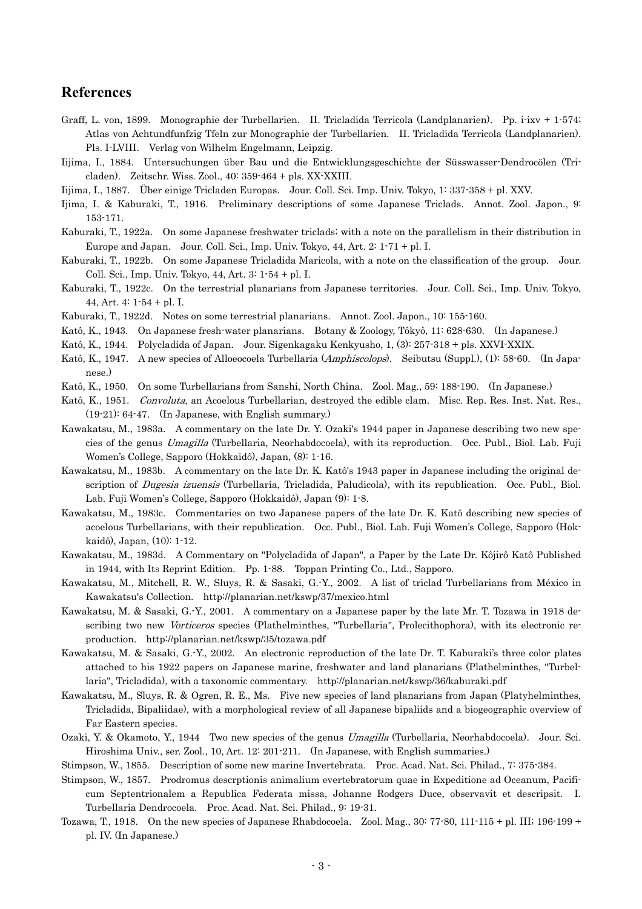## References

Graff, L. von, 1899. Monographie der Turbellarien. II. Tricladida Terricola (Landplanarien). Pp. i-ixv + 1-574; Atlas von Achtundfunfzig Tfeln zur Monographie der Turbellarien. II. Tricladida Terricola (Landplanarien). Pls. I-LVIII. Verlag von Wilhelm Engelmann, Leipzig.

Iijima, I., 1884. Untersuchungen über Bau und die Entwicklungsgeschichte der Süsswasser-Dendrocölen (Tricladen). Zeitschr. Wiss. Zool., 40: 359-464 + pls. XX-XXIII.

Iijima, I., 1887. Über einige Tricladen Europas. Jour. Coll. Sci. Imp. Univ. Tokyo, 1: 337-358 + pl. XXV.

Ijima, I. & Kaburaki, T., 1916. Preliminary descriptions of some Japanese Triclads. Annot. Zool. Japon., 9: 153-171.

Kaburaki, T., 1922a. On some Japanese freshwater triclads; with a note on the parallelism in their distribution in Europe and Japan. Jour. Coll. Sci., Imp. Univ. Tokyo, 44, Art. 2: 1-71 + pl. I.

Kaburaki, T., 1922b. On some Japanese Tricladida Maricola, with a note on the classification of the group. Jour. Coll. Sci., Imp. Univ. Tokyo, 44, Art. 3: 1-54 + pl. I.

Kaburaki, T., 1922c. On the terrestrial planarians from Japanese territories. Jour. Coll. Sci., Imp. Univ. Tokyo, 44, Art. 4: 1-54 + pl. I.

Kaburaki, T., 1922d. Notes on some terrestrial planarians. Annot. Zool. Japon., 10: 155-160.

Katô, K., 1943. On Japanese fresh-water planarians. Botany & Zoology, Tôkyô, 11: 628-630. (In Japanese.)

Katô, K., 1944. Polycladida of Japan. Jour. Sigenkagaku Kenkyusho, 1, (3): 257-318 + pls. XXVI-XXIX.

Katô, K., 1947. A new species of Alloeocoela Turbellaria (*Amphiscolops*). Seibutsu (Suppl.), (1): 58-60. (In Japanese.)

Katô, K., 1950. On some Turbellarians from Sanshi, North China. Zool. Mag., 59: 188-190. (In Japanese.)

Katô, K., 1951. *Convoluta*, an Acoelous Turbellarian, destroyed the edible clam. Misc. Rep. Res. Inst. Nat. Res., (19-21): 64-47. (In Japanese, with English summary.)

Kawakatsu, M., 1983a. A commentary on the late Dr. Y. Ozaki's 1944 paper in Japanese describing two new species of the genus *Umagilla* (Turbellaria, Neorhabdocoela), with its reproduction. Occ. Publ., Biol. Lab. Fuji Women's College, Sapporo (Hokkaidô), Japan, (8): 1-16.

Kawakatsu, M., 1983b. A commentary on the late Dr. K. Katô's 1943 paper in Japanese including the original description of *Dugesia izuensis* (Turbellaria, Tricladida, Paludicola), with its republication. Occ. Publ., Biol. Lab. Fuji Women's College, Sapporo (Hokkaidô), Japan (9): 1-8.

Kawakatsu, M., 1983c. Commentaries on two Japanese papers of the late Dr. K. Katô describing new species of acoelous Turbellarians, with their republication. Occ. Publ., Biol. Lab. Fuji Women's College, Sapporo (Hokkaidô), Japan, (10): 1-12.

Kawakatsu, M., 1983d. A Commentary on "Polycladida of Japan", a Paper by the Late Dr. Kôjirô Katô Published in 1944, with Its Reprint Edition. Pp. 1-88. Toppan Printing Co., Ltd., Sapporo.

Kawakatsu, M., Mitchell, R. W., Sluys, R. & Sasaki, G.-Y., 2002. A list of triclad Turbellarians from México in Kawakatsu's Collection. http://planarian.net/kswp/37/mexico.html

Kawakatsu, M. & Sasaki, G.-Y., 2001. A commentary on a Japanese paper by the late Mr. T. Tozawa in 1918 describing two new *Vorticeros* species (Plathelminthes, "Turbellaria", Prolecithophora), with its electronic reproduction. http://planarian.net/kswp/35/tozawa.pdf

Kawakatsu, M. & Sasaki, G.-Y., 2002. An electronic reproduction of the late Dr. T. Kaburaki's three color plates attached to his 1922 papers on Japanese marine, freshwater and land planarians (Plathelminthes, "Turbellaria", Tricladida), with a taxonomic commentary. http://planarian.net/kswp/36/kaburaki.pdf

Kawakatsu, M., Sluys, R. & Ogren, R. E., Ms. Five new species of land planarians from Japan (Platyhelminthes, Tricladida, Bipaliidae), with a morphological review of all Japanese bipaliids and a biogeographic overview of Far Eastern species.

Ozaki, Y. & Okamoto, Y., 1944 Two new species of the genus *Umagilla* (Turbellaria, Neorhabdocoela). Jour. Sci. Hiroshima Univ., ser. Zool., 10, Art. 12: 201-211. (In Japanese, with English summaries.)

Stimpson, W., 1855. Description of some new marine Invertebrata. Proc. Acad. Nat. Sci. Philad., 7: 375-384.

Stimpson, W., 1857. Prodromus descrptionis animalium evertebratorum quae in Expeditione ad Oceanum, Pacificum Septentrionalem a Republica Federata missa, Johanne Rodgers Duce, observavit et descripsit. I. Turbellaria Dendrocoela. Proc. Acad. Nat. Sci. Philad., 9: 19-31.

Tozawa, T., 1918. On the new species of Japanese Rhabdocoela. Zool. Mag., 30: 77-80, 111-115 + pl. III; 196-199 + pl. IV. (In Japanese.)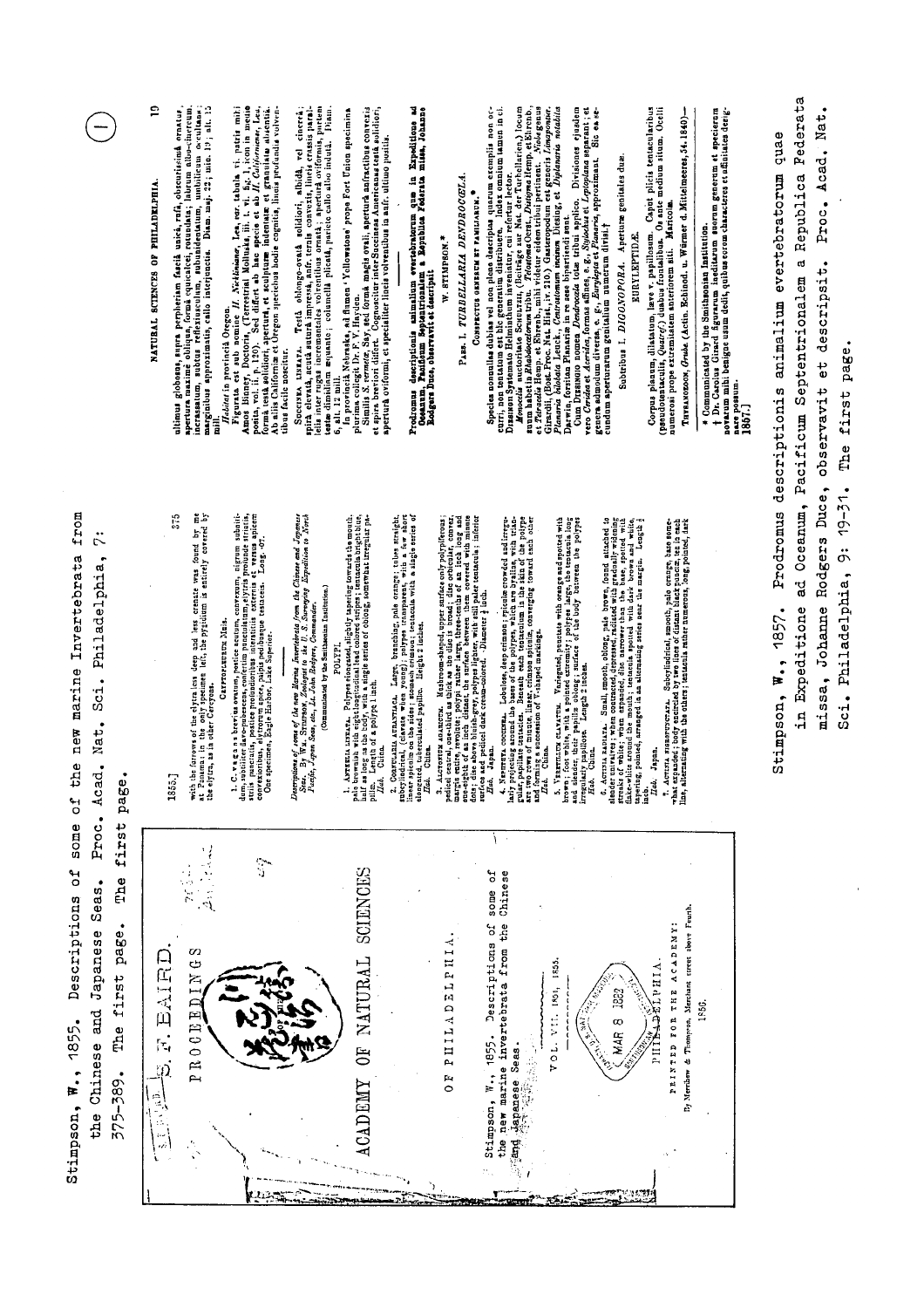Stimpson, W., 1855. Descriptions of some of the new marine Invertebrata from the Chinese and Japanese Seas. Proc. Acad. Nat. Sci. Philadelphia, 7: 375-389. The first page.

S. F. BAIRD.

PROCEEDINGS

OF THE

ACADEMY OF NATURAL SCIENCES

OF PHILADELPHIA.

Stimpson, W., 1855. Descriptions of some of the new marine Invertebrata from the Chinese and Japanese Seas.

VOL. VII. 1854, 1855.

MAR 8 1882

PHILADELPHIA.

PRINTED FOR THE ACADEMY:

By Merrihew & Thompson, Merchant street above Fourth.

1856.

---

with the furrows of the elytra less deep and less crenate was found by me at Panama; in the only specimen left, the pygidium is entirely covered by the elytra, as in other Cercyons.

CRYPTOPLEURUM Muls.

One specimen, Eagle Harbor, Lake Superior.

*Descriptions of some of the new Marine Invertebrata from the Chinese and Japanese Seas.* By Wm. Stimpson, Zoologist to the U. S. Surveying Expedition to North Pacific, Japan Seas, etc., Lt. John Rodgers, Commander.

(Communicated by the Smithsonian Institution.)

POLYPI.

---

Stimpson, W., 1857. Prodromus descriptionis animalium evertebratorum quae in Expeditione ad Oceanum, Pacificum Septentrionalem a Republica Federata missa, Johanne Rodgers Duce, observavit et descripsit. Proc. Acad. Nat. Sci. Philadelphia, 9: 19-31. The first page.

NATURAL SCIENCES OF PHILADELPHIA.

*Prodromus descriptionis animalium evertebratorum quae in Expeditione ad Oceanum, Pacificum Septentrionalem a Republica Federata missa, Johanne Rodgers Duce, observavit et descripsit*

W. STIMPSON.*

PARS. I. TURBELLARIA DENDROCOELA.

CONSPECTUS GENERUM ET FAMILIARUM.

Subordo I. DIGONOPORA.

EURYLEPTIDÆ.

\* Communicated by the Smithsonian Institution.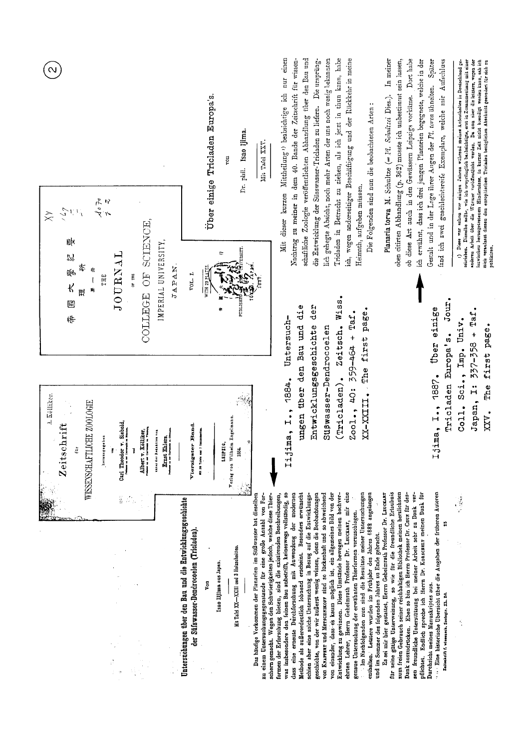Untersuchungen über den Bau und die Entwicklungsgeschichte der Süßwasser-Dendrocoelen (Tricladen).

Von

Isao Ijima aus Japan.

Mit Tafel XX—XXIII und 3 Holzschnitten.

Das häufige Vorkommen der Planarien im Süßwasser hat dieselben zu einem Untersuchungsgegenstande für eine große Anzahl von Forschern gemacht. Wegen der Schwierigkeiten jedoch, welche diese Thierformen der Erforschung bieten, sind die existirenden Beschreibungen, was insbesondere den feinen Bau anbetrifft, keineswegs vollständig, so dass eine erneute Durchforschung mit Anwendung der modernen Methode als außerordentlich lohnend erscheint. Besonders erwünscht schien aber eine solche Untersuchung in Bezug auf die Entwicklungsgeschichte, von der wir äußerst wenig wissen, denn die Beobachtungen von KNAPPERT und METSCHNIKOFF sind so lückenhaft und so abweichend von einander, dass es kaum möglich ist, ein allgemeines Bild von der Entwicklung zu gewinnen. Diese Umstände bewogen meinen hochverehrten Lehrer, Herrn Geheimrath Professor Dr. LEUCKART, mir eine genaue Untersuchung der erwähnten Thierformen vorzuschlagen.

Im Nachfolgenden nun sind die Resultate meiner Untersuchungen enthalten. Letztere wurden im Frühjahr des Jahres 1882 angefangen und im Sommer des folgenden Jahres zu Ende gebracht.

Es sei mir hier gestattet, Herrn Geheimrath Professor Dr. LEUCKART für seine gütige Unterweisung, so wie für die freundliche Erlaubnis zum freien Gebrauch seiner reichhaltigen Bibliothek meinen herzlichsten Dank auszudrücken. Eben so bin ich Herrn Professor Dr. CHUN für dessen freundliche Unterstützung bei meiner Arbeit sehr zu Dank verpflichtet. Endlich spreche ich Herrn Dr. KORSCHELT meinen Dank für Durchsicht meines Manuskriptes aus.

· Eine historische Übersicht über die Angaben der früheren Autoren

Zeitschrift f. wissensch. Zoologie. XL. Bd. 23

A. Kölliker.

Zeitschrift für WISSENSCHAFTLICHE ZOOLOGIE

herausgegeben von

Carl Theodor v. Siebold,

und

Albert v. Kölliker,

unter der Redaction von

Ernst Ehlers,

Vierzigster Band.

LEIPZIG,
Verlag von Wilhelm Engelmann.
1884.

Ijima, I., 1884. Untersuchungen über den Bau und die Entwicklungsgeschichte der Süßwasser-Dendrocoelen (Tricladen). Zeitsch. Wiss. Zool., 40: 359-464 + Taf. XX-XXIII. The first page.

Ijima, I., 1887. Über einige Tricladen Europa's. Jour. Coll. Sci., Imp. Univ. Japan, I: 337-358 + Taf. XXV. The first page.

帝國大學紀要 理科 第一冊

THE JOURNAL OF THE COLLEGE OF SCIENCE, IMPERIAL UNIVERSITY, JAPAN.

VOL. I.

WITH 29 PLATES.

PUBLISHED BY THE UNIVERSITY. TOKYO, JAPAN. 1887.

## Über einige Tricladen Europa's.

von

Dr. phil. Isao Ijima.

Mit Tafel XXV.

Mit dieser kurzen Mittheilung[1]) beabsichtige ich nur einen Nachtrag zu meiner in dem 40. Bande der Zeitschrift für wissenschaftliche Zoologie veröffentlichten Abhandlung über den Bau und die Entwicklung der Süsswasser-Tricladen zu liefern. Die ursprünglich gehegte Absicht, noch mehr Arten der uns noch wenig bekannten Tricladen in Betracht zu ziehen, als ich jetzt zu thun kann, habe ich, wegen anderseitiger Beschäftigung und der Rückkehr in meine Heimath, aufgeben müssen.

Die Folgenden sind nun die beobachteten Arten:

**Planaria torva** M. Schultze (= *Pl. Schultzei* Dies.). In meiner oben citirten Abhandlung (p. 362) musste ich unbestimmt sein lassen, ob diese Art auch in den Gewässern Leipzigs vorkäme. Dort habe ich erwähnt, dass ich drei jungen Planrien begegnete, welche in der Gestalt und in der Lage ihrer Augen der *Pl. torva* ähnelten. Später fand ich zwei geschlechtsreife Exemplare, welche mit Aufschluss

1) Diese war schon vor einigen Jahren während meines Aufenthaltes in Deutschland geschrieben. Dieselbe sollte, wie ich ursprünglich beabsichtigte, erst in Zusammenhang mit einer anderen Arbeit über die Würmer veröffentlicht werden. Da nun aber die letztere, wegen der inzwischen herausgetretenen Hindernisse, in kurzer Zeit nicht beendigt werden kann, sah ich mich veranlasst diesen den europäischen Tricladen bezüglichen Abschnitt gesondert für sich zu publiciren.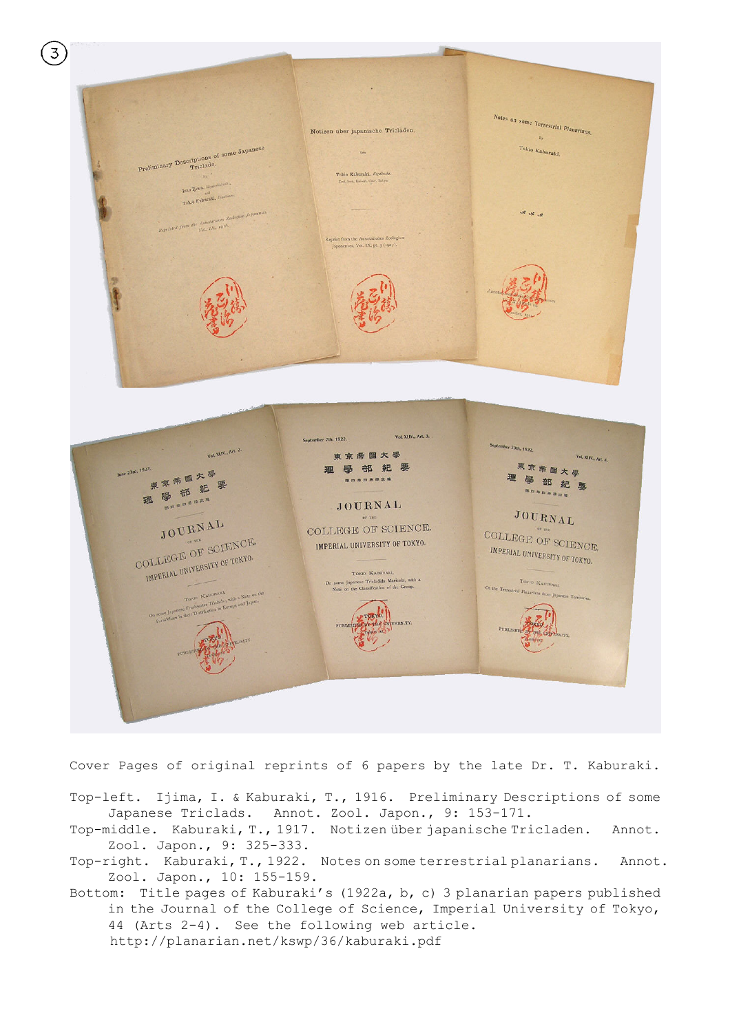Cover Pages of original reprints of 6 papers by the late Dr. T. Kaburaki.

Top-left. Ijima, I. & Kaburaki, T., 1916. Preliminary Descriptions of some Japanese Triclads. Annot. Zool. Japon., 9: 153-171.

Top-middle. Kaburaki, T., 1917. Notizen über japanische Tricladen. Annot. Zool. Japon., 9: 325-333.

Top-right. Kaburaki, T., 1922. Notes on some terrestrial planarians. Annot. Zool. Japon., 10: 155-159.

Bottom: Title pages of Kaburaki's (1922a, b, c) 3 planarian papers published in the Journal of the College of Science, Imperial University of Tokyo, 44 (Arts 2-4). See the following web article. http://planarian.net/kswp/36/kaburaki.pdf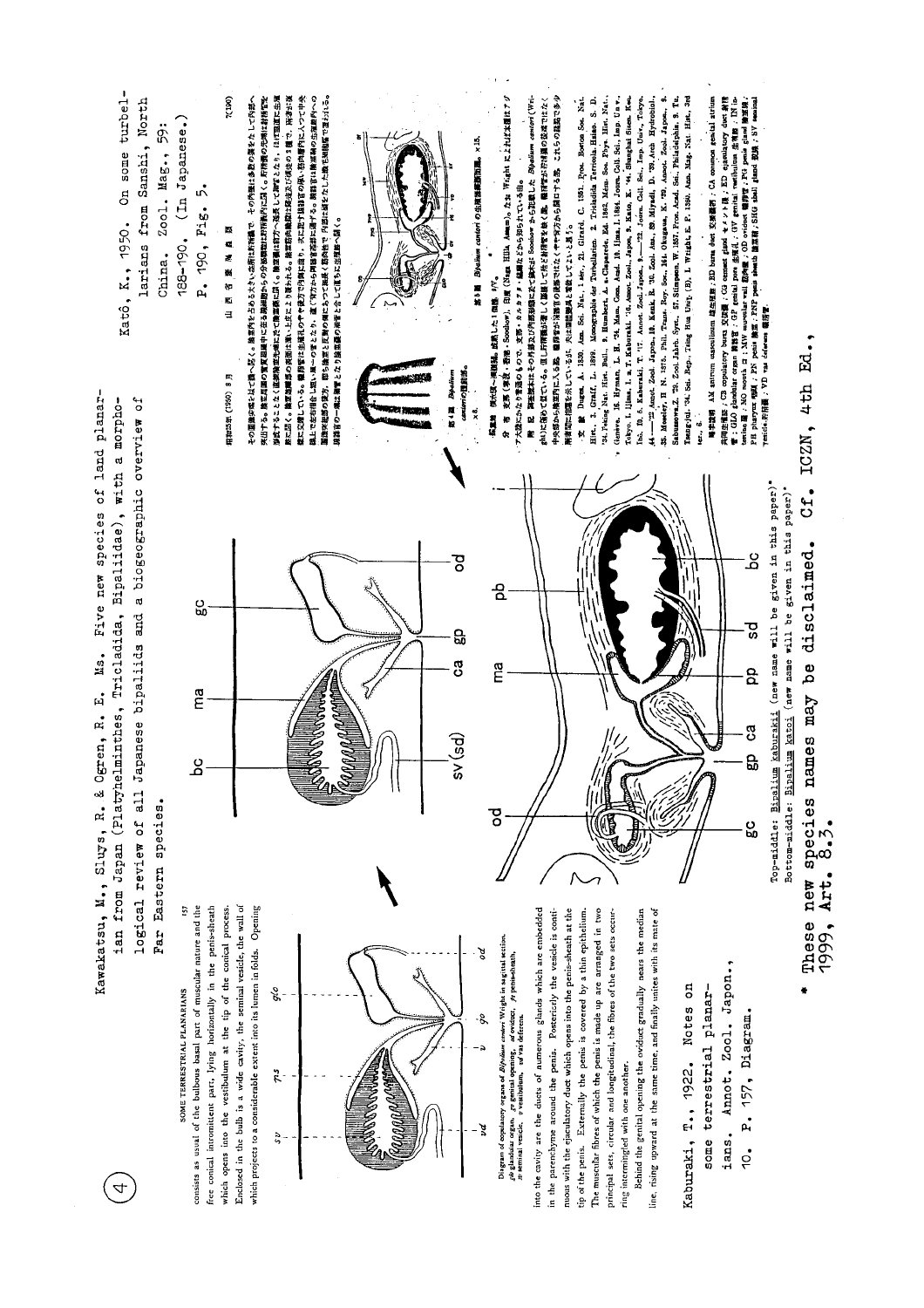Kawakatsu, M., Sluys, R. & Ogren, R. E. Ms. Five new species of land planarian from Japan (Platyhelminthes, Tricladida, Bipaliidae), with a morphological review of all Japanese bipaliids and a biogeographic overview of Far Eastern species.

(4)

SOME TERRESTRIAL PLANARIANS

consists as usual of the bulbous basal part of muscular nature and the free conical intromittent part, lying horizontally in the penis-sheath which opens into the vestibulum at the tip of the conical process. Enclosed in the bulb is a wide cavity, the seminal vesicle, the wall of which projects to a considerable extent into its lumen in folds. Opening

sv ps glo

vd v go od

Diagram of copulatory organ of *Bipalium cantori* Wright in sagittal section. *glo* glandular organ, *go* genital opening, *od* oviduct, *ps* penis-sheath, *sv* seminal vesicle, *v* vestibulum, *vd* vas deferens.

into the cavity are the ducts of numerous glands which are embedded in the parenchyme around the penis. Posteriorly the vesicle is continuous with the ejaculatory duct which opens into the penis-sheath at the tip of the penis. Externally the penis is covered by a thin epithelium. The muscular fibres of which the penis is made up are arranged in two principal sets, circular and longitudinal, the fibres of the two sets occurring intermingled with one another.

Behind the genital opening the oviduct gradually nears the median line, rising upward at the same time, and finally unites with its mate of

Kaburaki, T., 1922. Notes on some terrestrial planarians. Annot. Zool. Japon., 10. P. 157, Diagram.

bc ma gc

sv(sd) ca gp od

od ma pb

gc gp ca pp sd bc

Top-middle: *Bipalium kaburakii* (new name will be given in this paper)*

Bottom-middle: *Bipalium katoi* (new name will be given in this paper)*

Katô, K., 1950. On some turbellarians from Sanshi, North China. Zool. Mag., 59: 188–190. (In Japanese.) P. 190, Fig. 5.

\* These new species names may be disclaimed. Cf. ICZN, 4th Ed., 1999, Art. 8.3.